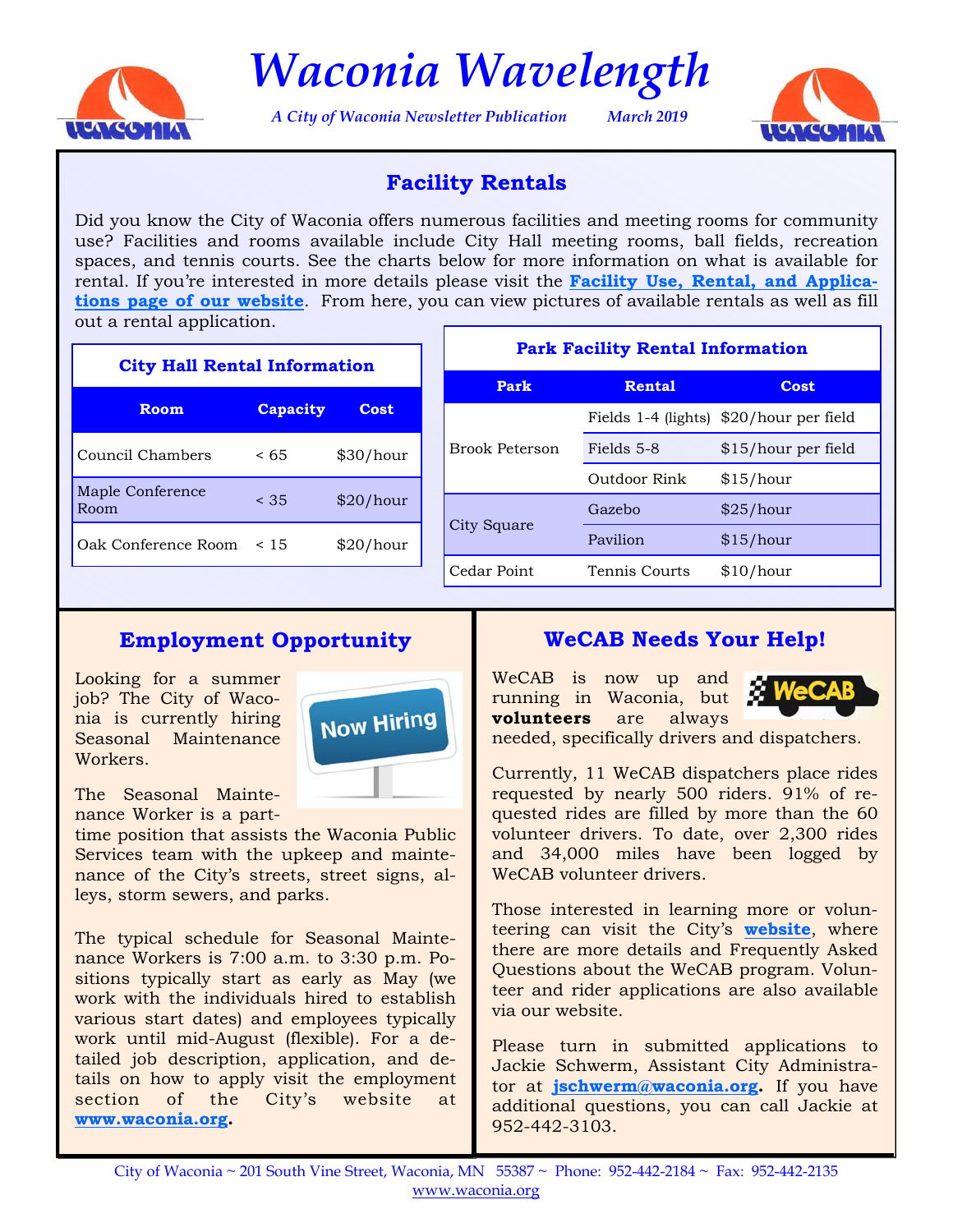# Waconia Wavelength

*A City of Waconia Newsletter Publication* *March 2019*

## Facility Rentals

Did you know the City of Waconia offers numerous facilities and meeting rooms for community use? Facilities and rooms available include City Hall meeting rooms, ball fields, recreation spaces, and tennis courts. See the charts below for more information on what is available for rental. If you're interested in more details please visit the **Facility Use, Rental, and Applications page of our website**. From here, you can view pictures of available rentals as well as fill out a rental application.

**City Hall Rental Information**

| Room | Capacity | Cost |
|---|---|---|
| Council Chambers | < 65 | $30/hour |
| Maple Conference Room | < 35 | $20/hour |
| Oak Conference Room | < 15 | $20/hour |

**Park Facility Rental Information**

| Park | Rental | Cost |
|---|---|---|
| Brook Peterson | Fields 1-4 (lights) | $20/hour per field |
| | Fields 5-8 | $15/hour per field |
| | Outdoor Rink | $15/hour |
| City Square | Gazebo | $25/hour |
| | Pavilion | $15/hour |
| Cedar Point | Tennis Courts | $10/hour |

## Employment Opportunity

Looking for a summer job? The City of Waconia is currently hiring Seasonal Maintenance Workers.

The Seasonal Maintenance Worker is a part-time position that assists the Waconia Public Services team with the upkeep and maintenance of the City's streets, street signs, alleys, storm sewers, and parks.

The typical schedule for Seasonal Maintenance Workers is 7:00 a.m. to 3:30 p.m. Positions typically start as early as May (we work with the individuals hired to establish various start dates) and employees typically work until mid-August (flexible). For a detailed job description, application, and details on how to apply visit the employment section of the City's website at **www.waconia.org.**

## WeCAB Needs Your Help!

WeCAB is now up and running in Waconia, but **volunteers** are always needed, specifically drivers and dispatchers.

Currently, 11 WeCAB dispatchers place rides requested by nearly 500 riders. 91% of requested rides are filled by more than the 60 volunteer drivers. To date, over 2,300 rides and 34,000 miles have been logged by WeCAB volunteer drivers.

Those interested in learning more or volunteering can visit the City's **website**, where there are more details and Frequently Asked Questions about the WeCAB program. Volunteer and rider applications are also available via our website.

Please turn in submitted applications to Jackie Schwerm, Assistant City Administrator at **jschwerm@waconia.org.** If you have additional questions, you can call Jackie at 952-442-3103.

City of Waconia ~ 201 South Vine Street, Waconia, MN 55387 ~ Phone: 952-442-2184 ~ Fax: 952-442-2135
www.waconia.org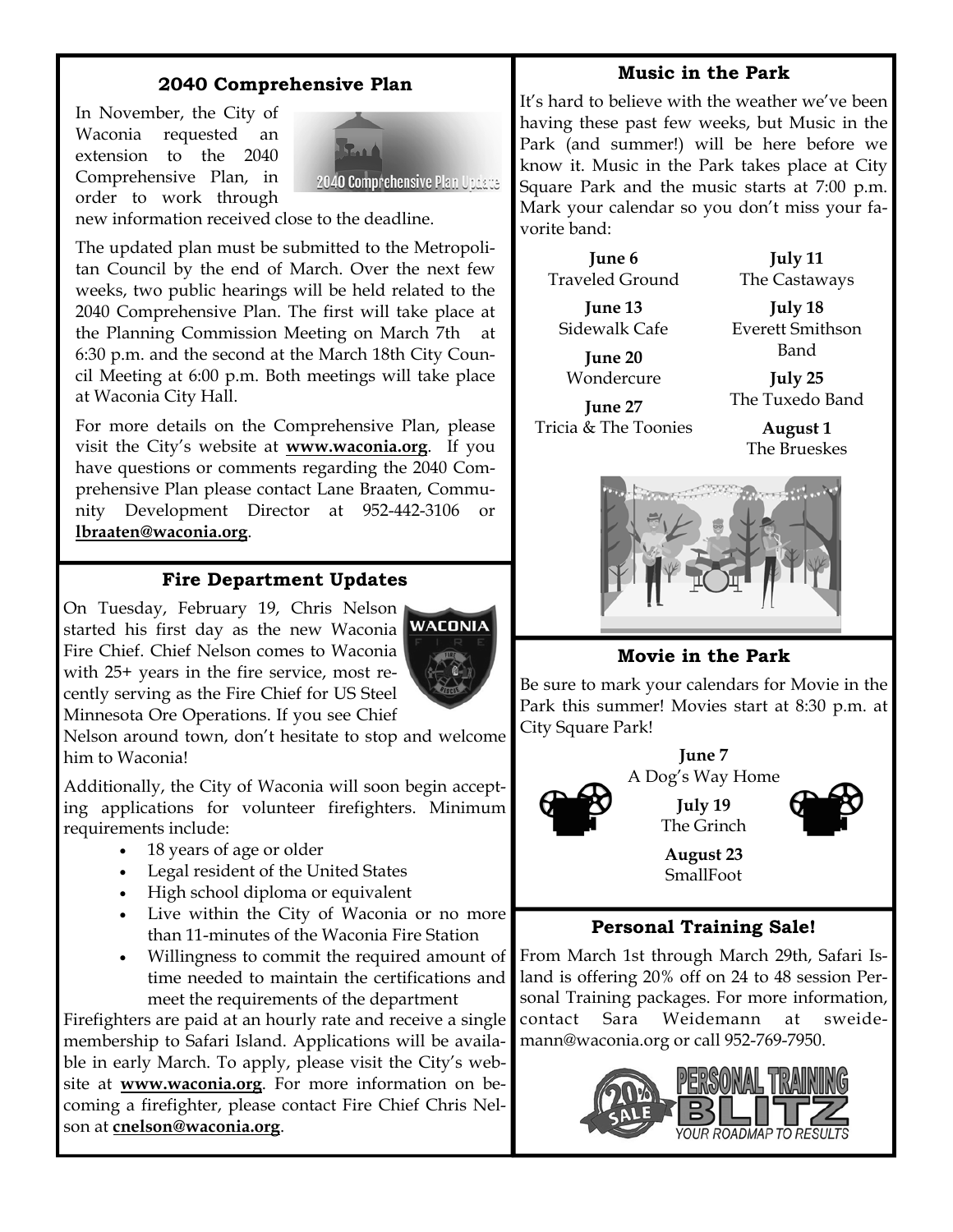## 2040 Comprehensive Plan

In November, the City of Waconia requested an extension to the 2040 Comprehensive Plan, in order to work through new information received close to the deadline.

The updated plan must be submitted to the Metropolitan Council by the end of March. Over the next few weeks, two public hearings will be held related to the 2040 Comprehensive Plan. The first will take place at the Planning Commission Meeting on March 7th at 6:30 p.m. and the second at the March 18th City Council Meeting at 6:00 p.m. Both meetings will take place at Waconia City Hall.

For more details on the Comprehensive Plan, please visit the City's website at **www.waconia.org**. If you have questions or comments regarding the 2040 Comprehensive Plan please contact Lane Braaten, Community Development Director at 952-442-3106 or **lbraaten@waconia.org**.

## Fire Department Updates

On Tuesday, February 19, Chris Nelson started his first day as the new Waconia Fire Chief. Chief Nelson comes to Waconia with 25+ years in the fire service, most recently serving as the Fire Chief for US Steel Minnesota Ore Operations. If you see Chief Nelson around town, don't hesitate to stop and welcome him to Waconia!

Additionally, the City of Waconia will soon begin accepting applications for volunteer firefighters. Minimum requirements include:

- 18 years of age or older
- Legal resident of the United States
- High school diploma or equivalent
- Live within the City of Waconia or no more than 11-minutes of the Waconia Fire Station
- Willingness to commit the required amount of time needed to maintain the certifications and meet the requirements of the department

Firefighters are paid at an hourly rate and receive a single membership to Safari Island. Applications will be available in early March. To apply, please visit the City's website at **www.waconia.org**. For more information on becoming a firefighter, please contact Fire Chief Chris Nelson at **cnelson@waconia.org**.

## Music in the Park

It's hard to believe with the weather we've been having these past few weeks, but Music in the Park (and summer!) will be here before we know it. Music in the Park takes place at City Square Park and the music starts at 7:00 p.m. Mark your calendar so you don't miss your favorite band:

**June 6**
Traveled Ground

**June 13**
Sidewalk Cafe

**June 20**
Wondercure

**June 27**
Tricia & The Toonies

**July 11**
The Castaways

**July 18**
Everett Smithson Band

**July 25**
The Tuxedo Band

**August 1**
The Brueskes

## Movie in the Park

Be sure to mark your calendars for Movie in the Park this summer! Movies start at 8:30 p.m. at City Square Park!

**June 7**
A Dog's Way Home

**July 19**
The Grinch

**August 23**
SmallFoot

## Personal Training Sale!

From March 1st through March 29th, Safari Island is offering 20% off on 24 to 48 session Personal Training packages. For more information, contact Sara Weidemann at sweidemann@waconia.org or call 952-769-7950.